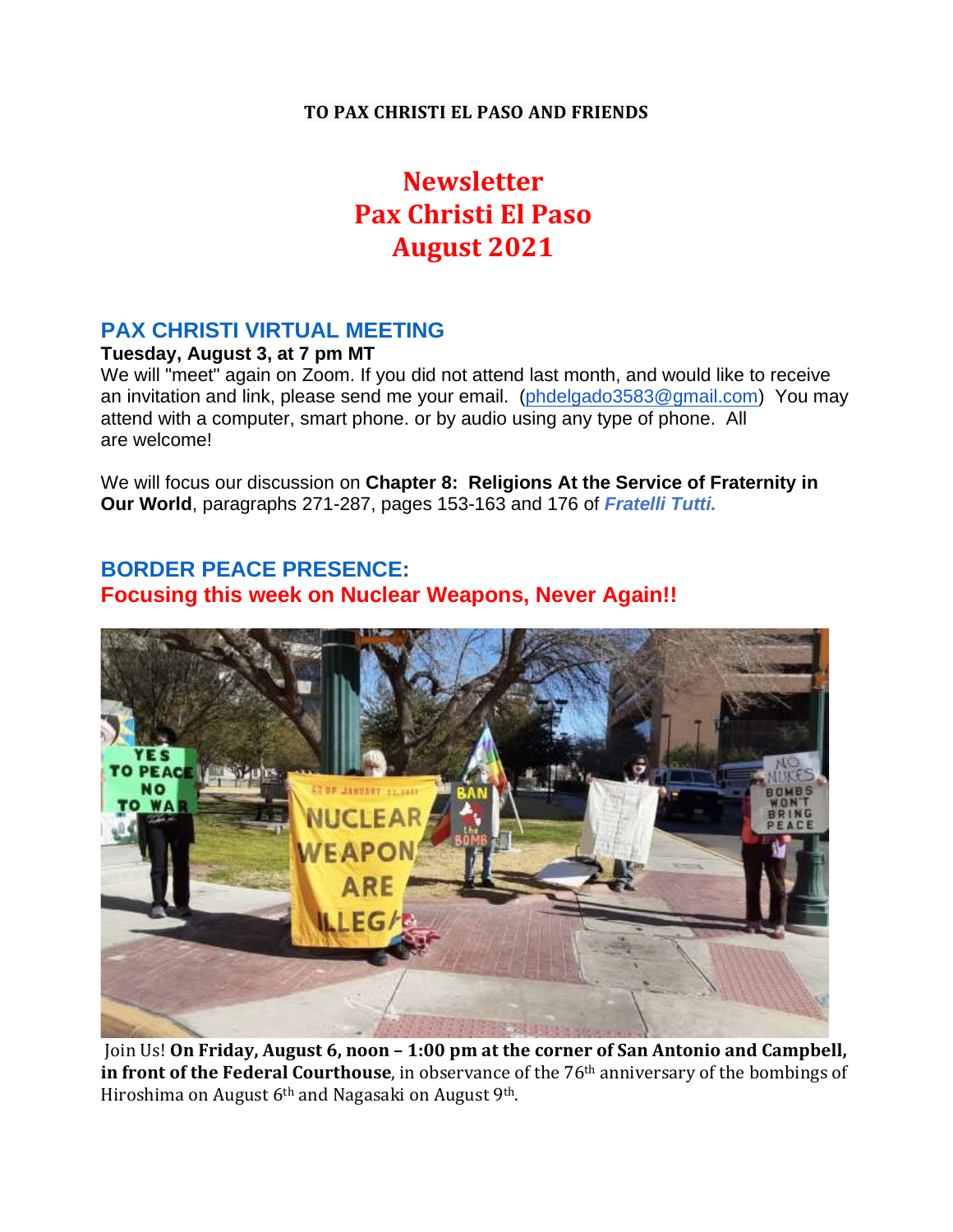**TO PAX CHRISTI EL PASO AND FRIENDS**

# Newsletter
# Pax Christi El Paso
# August 2021

## PAX CHRISTI VIRTUAL MEETING

**Tuesday, August 3, at 7 pm MT**

We will "meet" again on Zoom. If you did not attend last month, and would like to receive an invitation and link, please send me your email. (phdelgado3583@gmail.com) You may attend with a computer, smart phone. or by audio using any type of phone. All are welcome!

We will focus our discussion on **Chapter 8: Religions At the Service of Fraternity in Our World**, paragraphs 271-287, pages 153-163 and 176 of ***Fratelli Tutti.***

## BORDER PEACE PRESENCE:
## Focusing this week on Nuclear Weapons, Never Again!!

Join Us! **On Friday, August 6, noon – 1:00 pm at the corner of San Antonio and Campbell, in front of the Federal Courthouse**, in observance of the 76th anniversary of the bombings of Hiroshima on August 6th and Nagasaki on August 9th.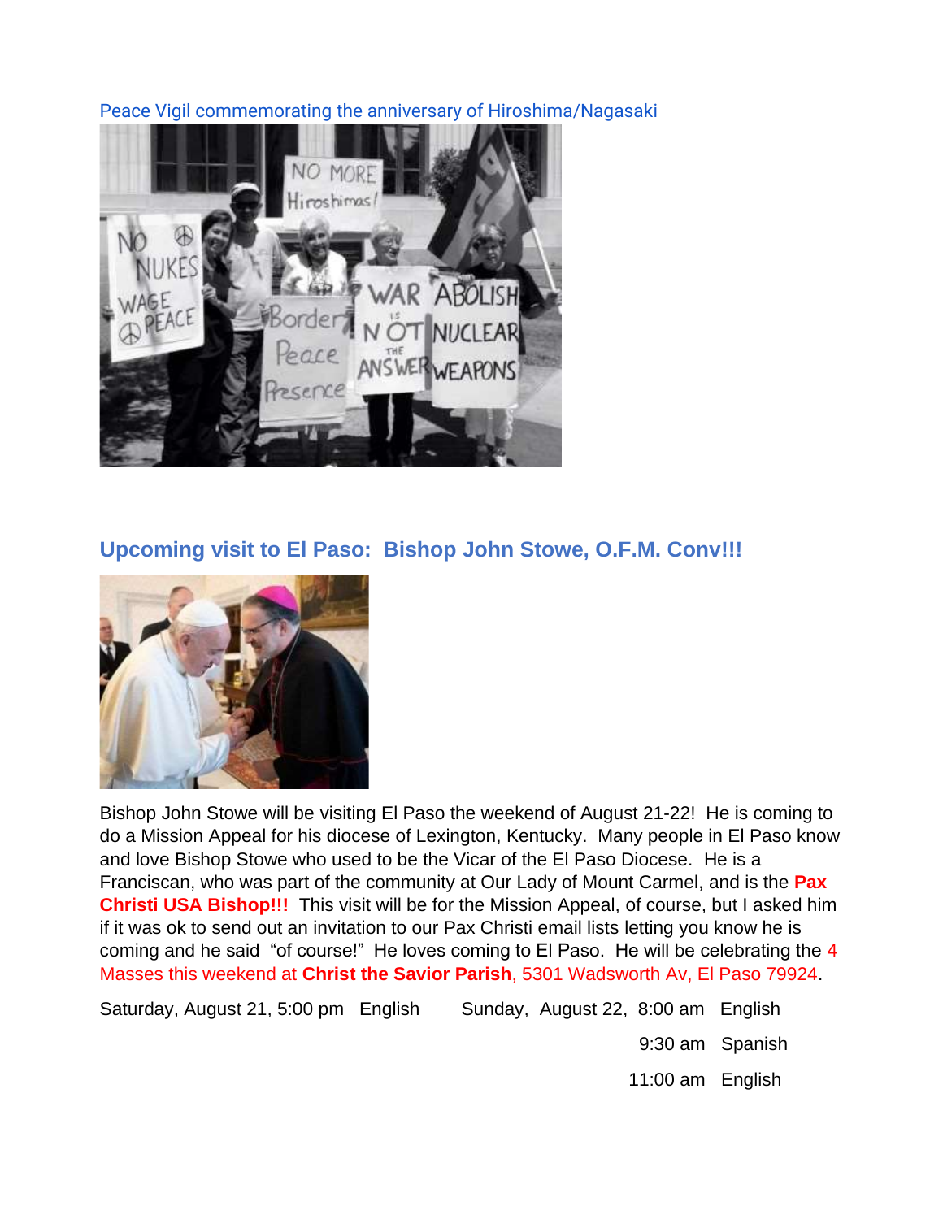[Peace Vigil commemorating the anniversary of Hiroshima/Nagasaki]

## Upcoming visit to El Paso: Bishop John Stowe, O.F.M. Conv!!!

Bishop John Stowe will be visiting El Paso the weekend of August 21-22! He is coming to do a Mission Appeal for his diocese of Lexington, Kentucky. Many people in El Paso know and love Bishop Stowe who used to be the Vicar of the El Paso Diocese. He is a Franciscan, who was part of the community at Our Lady of Mount Carmel, and is the **Pax Christi USA Bishop!!!** This visit will be for the Mission Appeal, of course, but I asked him if it was ok to send out an invitation to our Pax Christi email lists letting you know he is coming and he said "of course!" He loves coming to El Paso. He will be celebrating the 4 Masses this weekend at **Christ the Savior Parish**, 5301 Wadsworth Av, El Paso 79924.

Saturday, August 21, 5:00 pm English

Sunday, August 22, 8:00 am English

9:30 am Spanish

11:00 am English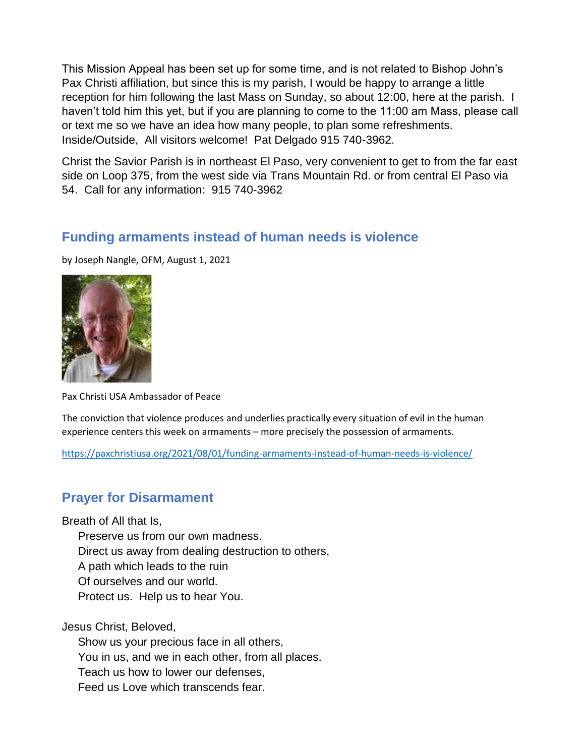This Mission Appeal has been set up for some time, and is not related to Bishop John's Pax Christi affiliation, but since this is my parish, I would be happy to arrange a little reception for him following the last Mass on Sunday, so about 12:00, here at the parish. I haven't told him this yet, but if you are planning to come to the 11:00 am Mass, please call or text me so we have an idea how many people, to plan some refreshments. Inside/Outside, All visitors welcome! Pat Delgado 915 740-3962.

Christ the Savior Parish is in northeast El Paso, very convenient to get to from the far east side on Loop 375, from the west side via Trans Mountain Rd. or from central El Paso via 54. Call for any information: 915 740-3962

## Funding armaments instead of human needs is violence

by Joseph Nangle, OFM, August 1, 2021

Pax Christi USA Ambassador of Peace

The conviction that violence produces and underlies practically every situation of evil in the human experience centers this week on armaments – more precisely the possession of armaments.

https://paxchristiusa.org/2021/08/01/funding-armaments-instead-of-human-needs-is-violence/

## Prayer for Disarmament

Breath of All that Is,
Preserve us from our own madness.
Direct us away from dealing destruction to others,
A path which leads to the ruin
Of ourselves and our world.
Protect us. Help us to hear You.

Jesus Christ, Beloved,
Show us your precious face in all others,
You in us, and we in each other, from all places.
Teach us how to lower our defenses,
Feed us Love which transcends fear.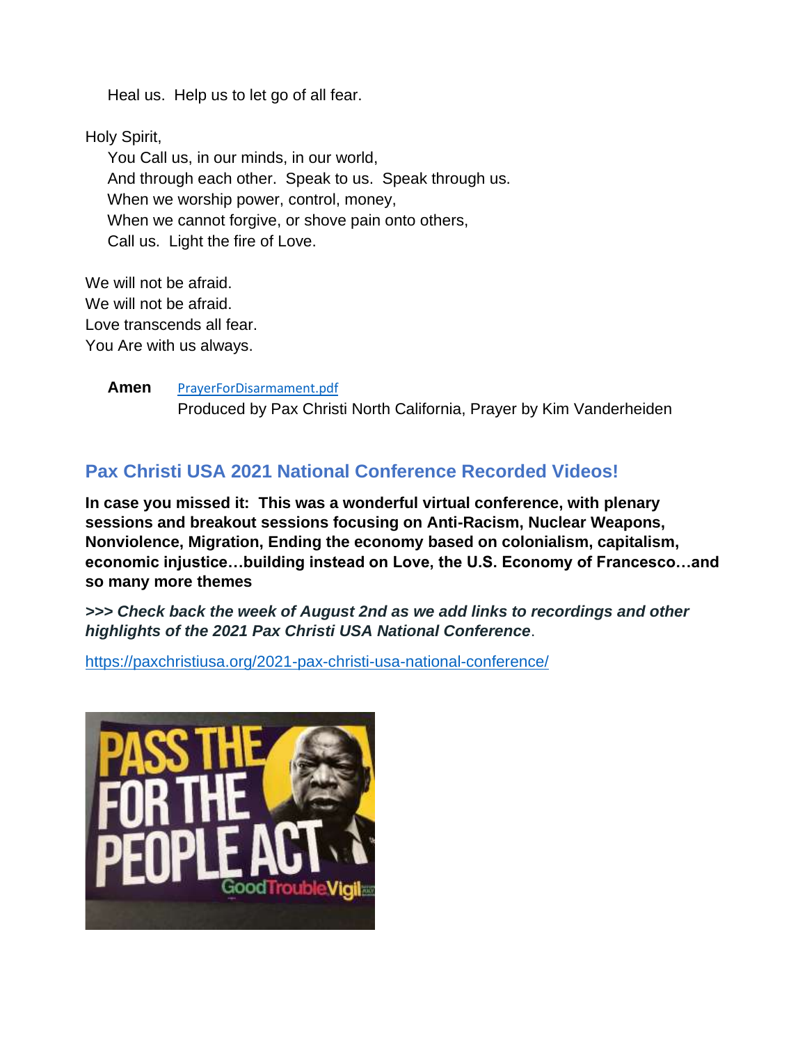Heal us.  Help us to let go of all fear.

Holy Spirit,
You Call us, in our minds, in our world,
And through each other.  Speak to us.  Speak through us.
When we worship power, control, money,
When we cannot forgive, or shove pain onto others,
Call us.  Light the fire of Love.

We will not be afraid.
We will not be afraid.
Love transcends all fear.
You Are with us always.

**Amen** PrayerForDisarmament.pdf
Produced by Pax Christi North California, Prayer by Kim Vanderheiden

## Pax Christi USA 2021 National Conference Recorded Videos!

**In case you missed it:  This was a wonderful virtual conference, with plenary sessions and breakout sessions focusing on Anti-Racism, Nuclear Weapons, Nonviolence, Migration, Ending the economy based on colonialism, capitalism, economic injustice…building instead on Love, the U.S. Economy of Francesco…and so many more themes**

***>>> Check back the week of August 2nd as we add links to recordings and other highlights of the 2021 Pax Christi USA National Conference***.

https://paxchristiusa.org/2021-pax-christi-usa-national-conference/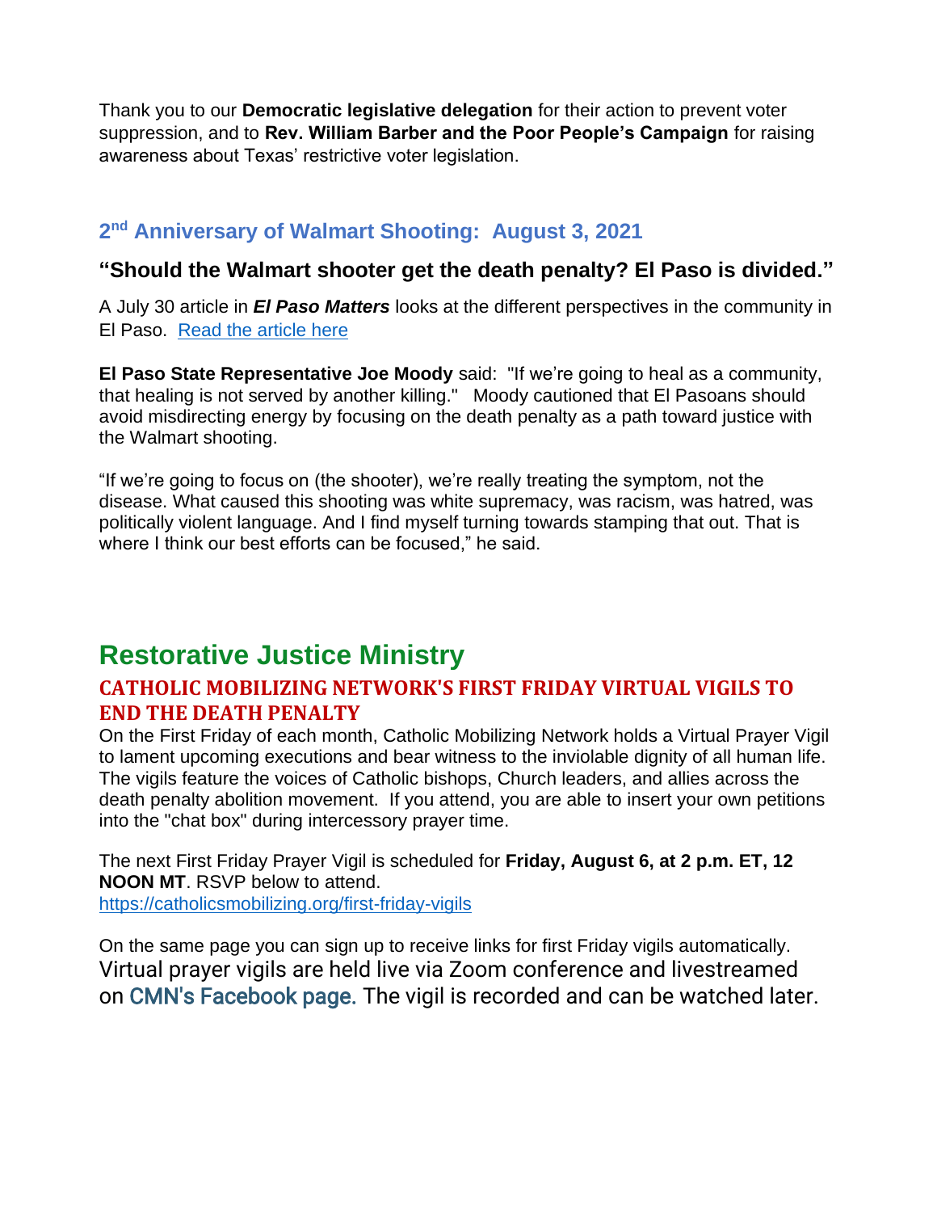Thank you to our **Democratic legislative delegation** for their action to prevent voter suppression, and to **Rev. William Barber and the Poor People's Campaign** for raising awareness about Texas' restrictive voter legislation.

## 2nd Anniversary of Walmart Shooting: August 3, 2021

### "Should the Walmart shooter get the death penalty? El Paso is divided."

A July 30 article in ***El Paso Matters*** looks at the different perspectives in the community in El Paso. [Read the article here]

**El Paso State Representative Joe Moody** said: "If we're going to heal as a community, that healing is not served by another killing." Moody cautioned that El Pasoans should avoid misdirecting energy by focusing on the death penalty as a path toward justice with the Walmart shooting.

"If we're going to focus on (the shooter), we're really treating the symptom, not the disease. What caused this shooting was white supremacy, was racism, was hatred, was politically violent language. And I find myself turning towards stamping that out. That is where I think our best efforts can be focused," he said.

# Restorative Justice Ministry

### CATHOLIC MOBILIZING NETWORK'S FIRST FRIDAY VIRTUAL VIGILS TO END THE DEATH PENALTY

On the First Friday of each month, Catholic Mobilizing Network holds a Virtual Prayer Vigil to lament upcoming executions and bear witness to the inviolable dignity of all human life. The vigils feature the voices of Catholic bishops, Church leaders, and allies across the death penalty abolition movement. If you attend, you are able to insert your own petitions into the "chat box" during intercessory prayer time.

The next First Friday Prayer Vigil is scheduled for **Friday, August 6, at 2 p.m. ET, 12 NOON MT**. RSVP below to attend.
https://catholicsmobilizing.org/first-friday-vigils

On the same page you can sign up to receive links for first Friday vigils automatically. Virtual prayer vigils are held live via Zoom conference and livestreamed on CMN's Facebook page. The vigil is recorded and can be watched later.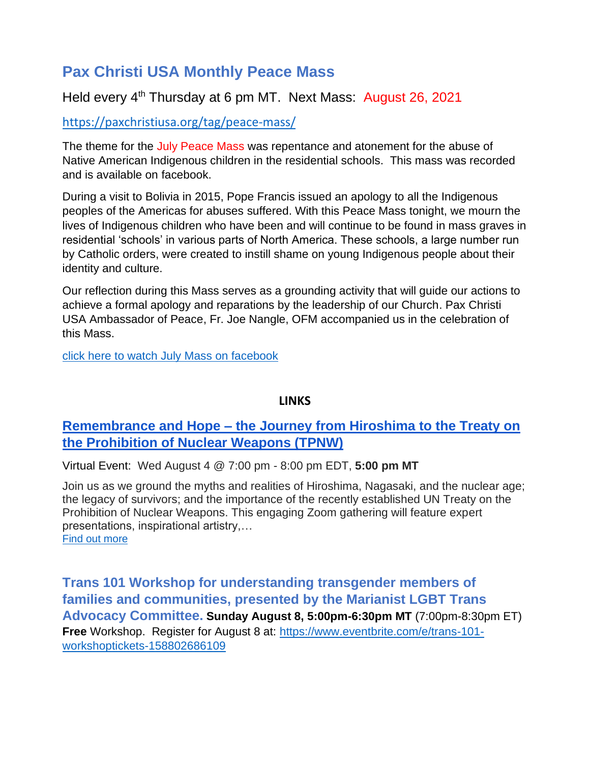## Pax Christi USA Monthly Peace Mass

Held every 4th Thursday at 6 pm MT. Next Mass: August 26, 2021

https://paxchristiusa.org/tag/peace-mass/

The theme for the July Peace Mass was repentance and atonement for the abuse of Native American Indigenous children in the residential schools. This mass was recorded and is available on facebook.

During a visit to Bolivia in 2015, Pope Francis issued an apology to all the Indigenous peoples of the Americas for abuses suffered. With this Peace Mass tonight, we mourn the lives of Indigenous children who have been and will continue to be found in mass graves in residential 'schools' in various parts of North America. These schools, a large number run by Catholic orders, were created to instill shame on young Indigenous people about their identity and culture.

Our reflection during this Mass serves as a grounding activity that will guide our actions to achieve a formal apology and reparations by the leadership of our Church. Pax Christi USA Ambassador of Peace, Fr. Joe Nangle, OFM accompanied us in the celebration of this Mass.

click here to watch July Mass on facebook

**LINKS**

## Remembrance and Hope – the Journey from Hiroshima to the Treaty on the Prohibition of Nuclear Weapons (TPNW)

Virtual Event: Wed August 4 @ 7:00 pm - 8:00 pm EDT, **5:00 pm MT**

Join us as we ground the myths and realities of Hiroshima, Nagasaki, and the nuclear age; the legacy of survivors; and the importance of the recently established UN Treaty on the Prohibition of Nuclear Weapons. This engaging Zoom gathering will feature expert presentations, inspirational artistry,…
Find out more

## Trans 101 Workshop for understanding transgender members of families and communities, presented by the Marianist LGBT Trans Advocacy Committee.

**Sunday August 8, 5:00pm-6:30pm MT** (7:00pm-8:30pm ET) **Free** Workshop. Register for August 8 at: https://www.eventbrite.com/e/trans-101-workshoptickets-158802686109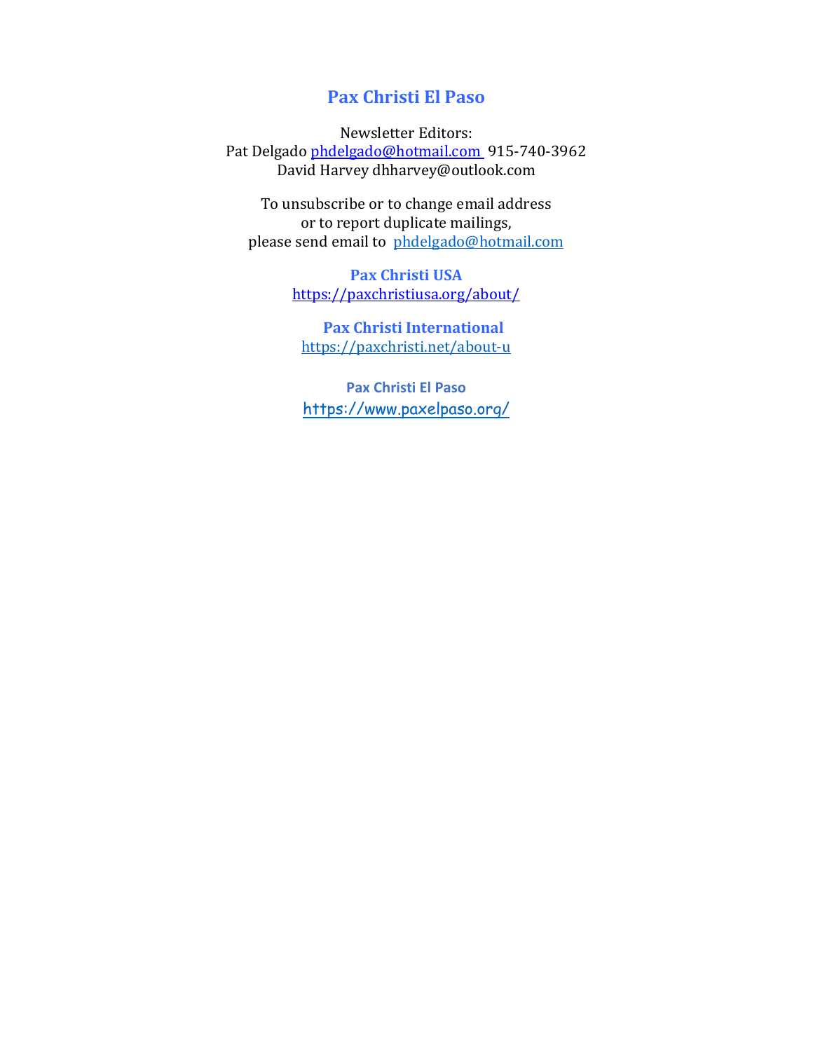## Pax Christi El Paso

Newsletter Editors:
Pat Delgado phdelgado@hotmail.com 915-740-3962
David Harvey dhharvey@outlook.com

To unsubscribe or to change email address
or to report duplicate mailings,
please send email to phdelgado@hotmail.com

**Pax Christi USA**
https://paxchristiusa.org/about/

**Pax Christi International**
https://paxchristi.net/about-u

**Pax Christi El Paso**
https://www.paxelpaso.org/